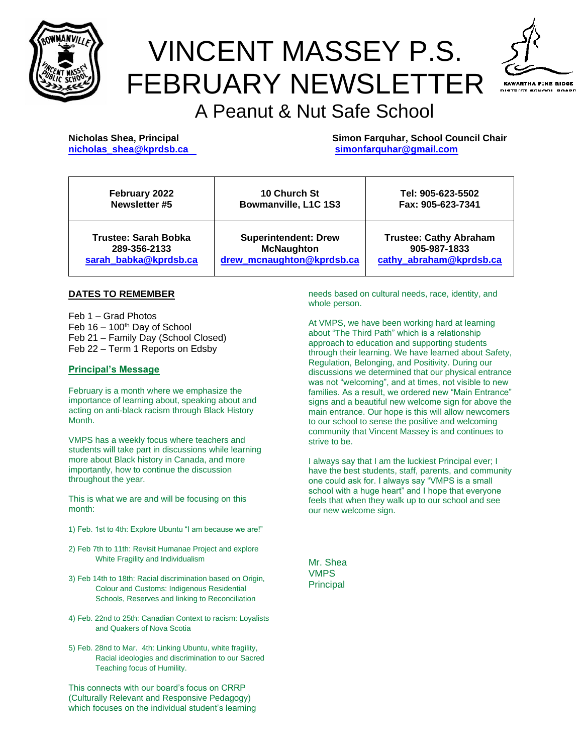# VINCENT MASSEY P.S. FEBRUARY NEWSLETTER

## A Peanut & Nut Safe School

**Nicholas Shea, Principal**
**nicholas_shea@kprdsb.ca**

**Simon Farquhar, School Council Chair**
**simonfarquhar@gmail.com**

| February 2022<br>Newsletter #5 | 10 Church St<br>Bowmanville, L1C 1S3 | Tel: 905-623-5502<br>Fax: 905-623-7341 |
|---|---|---|
| **Trustee: Sarah Bobka**<br>**289-356-2133**<br>**sarah_babka@kprdsb.ca** | **Superintendent: Drew McNaughton**<br>**drew_mcnaughton@kprdsb.ca** | **Trustee: Cathy Abraham**<br>**905-987-1833**<br>**cathy_abraham@kprdsb.ca** |

### DATES TO REMEMBER

Feb 1 – Grad Photos
Feb 16 – 100th Day of School
Feb 21 – Family Day (School Closed)
Feb 22 – Term 1 Reports on Edsby

### Principal's Message

February is a month where we emphasize the importance of learning about, speaking about and acting on anti-black racism through Black History Month.

VMPS has a weekly focus where teachers and students will take part in discussions while learning more about Black history in Canada, and more importantly, how to continue the discussion throughout the year.

This is what we are and will be focusing on this month:

1) Feb. 1st to 4th: Explore Ubuntu "I am because we are!"

2) Feb 7th to 11th: Revisit Humanae Project and explore White Fragility and Individualism

3) Feb 14th to 18th: Racial discrimination based on Origin, Colour and Customs: Indigenous Residential Schools, Reserves and linking to Reconciliation

4) Feb. 22nd to 25th: Canadian Context to racism: Loyalists and Quakers of Nova Scotia

5) Feb. 28nd to Mar. 4th: Linking Ubuntu, white fragility, Racial ideologies and discrimination to our Sacred Teaching focus of Humility.

This connects with our board's focus on CRRP (Culturally Relevant and Responsive Pedagogy) which focuses on the individual student's learning needs based on cultural needs, race, identity, and whole person.

At VMPS, we have been working hard at learning about "The Third Path" which is a relationship approach to education and supporting students through their learning. We have learned about Safety, Regulation, Belonging, and Positivity. During our discussions we determined that our physical entrance was not "welcoming", and at times, not visible to new families. As a result, we ordered new "Main Entrance" signs and a beautiful new welcome sign for above the main entrance. Our hope is this will allow newcomers to our school to sense the positive and welcoming community that Vincent Massey is and continues to strive to be.

I always say that I am the luckiest Principal ever; I have the best students, staff, parents, and community one could ask for. I always say "VMPS is a small school with a huge heart" and I hope that everyone feels that when they walk up to our school and see our new welcome sign.

Mr. Shea
VMPS
Principal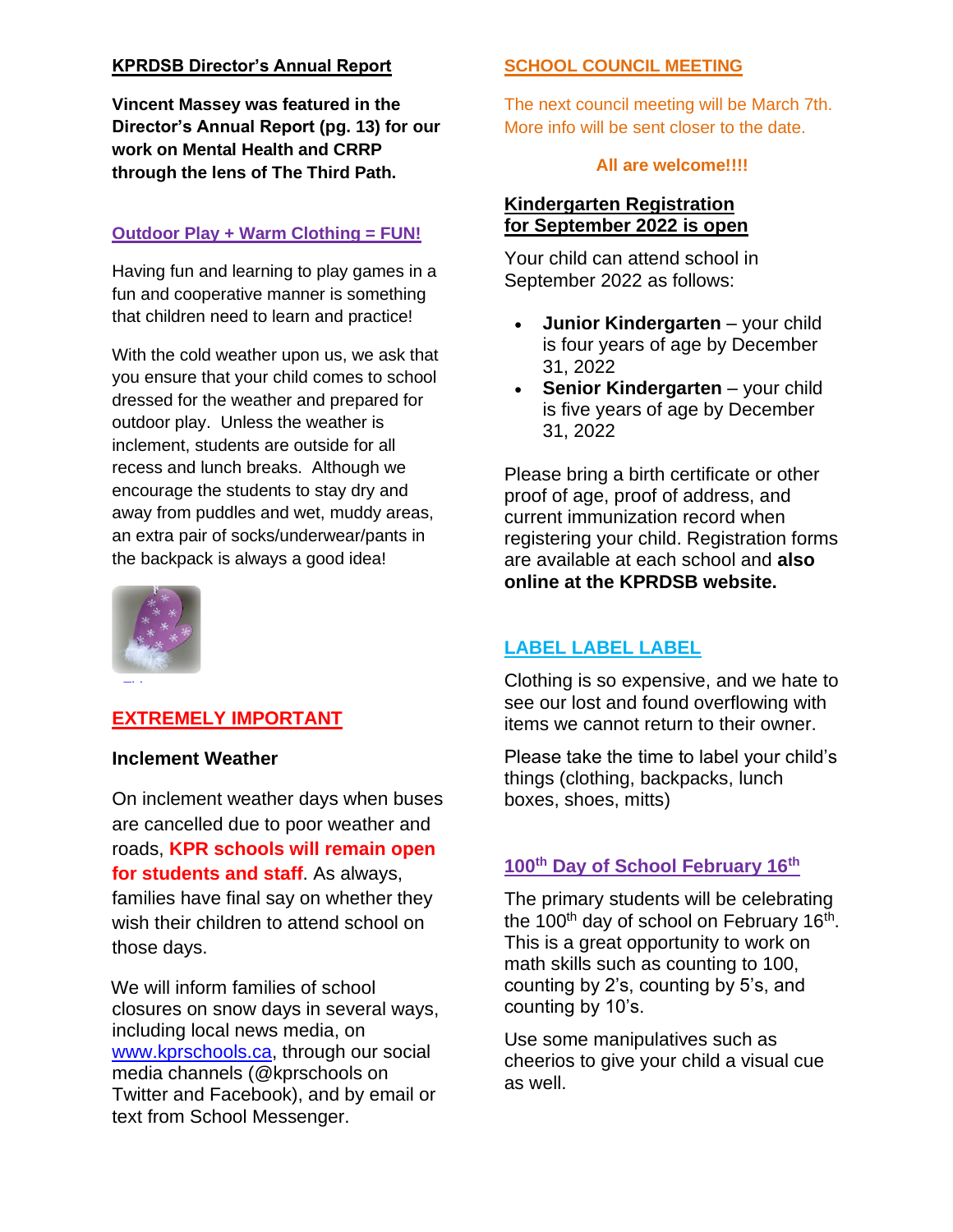## KPRDSB Director's Annual Report

**Vincent Massey was featured in the Director's Annual Report (pg. 13) for our work on Mental Health and CRRP through the lens of The Third Path.**

## Outdoor Play + Warm Clothing = FUN!

Having fun and learning to play games in a fun and cooperative manner is something that children need to learn and practice!

With the cold weather upon us, we ask that you ensure that your child comes to school dressed for the weather and prepared for outdoor play. Unless the weather is inclement, students are outside for all recess and lunch breaks. Although we encourage the students to stay dry and away from puddles and wet, muddy areas, an extra pair of socks/underwear/pants in the backpack is always a good idea!

## EXTREMELY IMPORTANT

### Inclement Weather

On inclement weather days when buses are cancelled due to poor weather and roads, **KPR schools will remain open for students and staff**. As always, families have final say on whether they wish their children to attend school on those days.

We will inform families of school closures on snow days in several ways, including local news media, on www.kprschools.ca, through our social media channels (@kprschools on Twitter and Facebook), and by email or text from School Messenger.

## SCHOOL COUNCIL MEETING

The next council meeting will be March 7th. More info will be sent closer to the date.

**All are welcome!!!!**

## Kindergarten Registration for September 2022 is open

Your child can attend school in September 2022 as follows:

- **Junior Kindergarten** – your child is four years of age by December 31, 2022
- **Senior Kindergarten** – your child is five years of age by December 31, 2022

Please bring a birth certificate or other proof of age, proof of address, and current immunization record when registering your child. Registration forms are available at each school and **also online at the KPRDSB website.**

## LABEL LABEL LABEL

Clothing is so expensive, and we hate to see our lost and found overflowing with items we cannot return to their owner.

Please take the time to label your child's things (clothing, backpacks, lunch boxes, shoes, mitts)

## 100th Day of School February 16th

The primary students will be celebrating the 100th day of school on February 16th. This is a great opportunity to work on math skills such as counting to 100, counting by 2's, counting by 5's, and counting by 10's.

Use some manipulatives such as cheerios to give your child a visual cue as well.